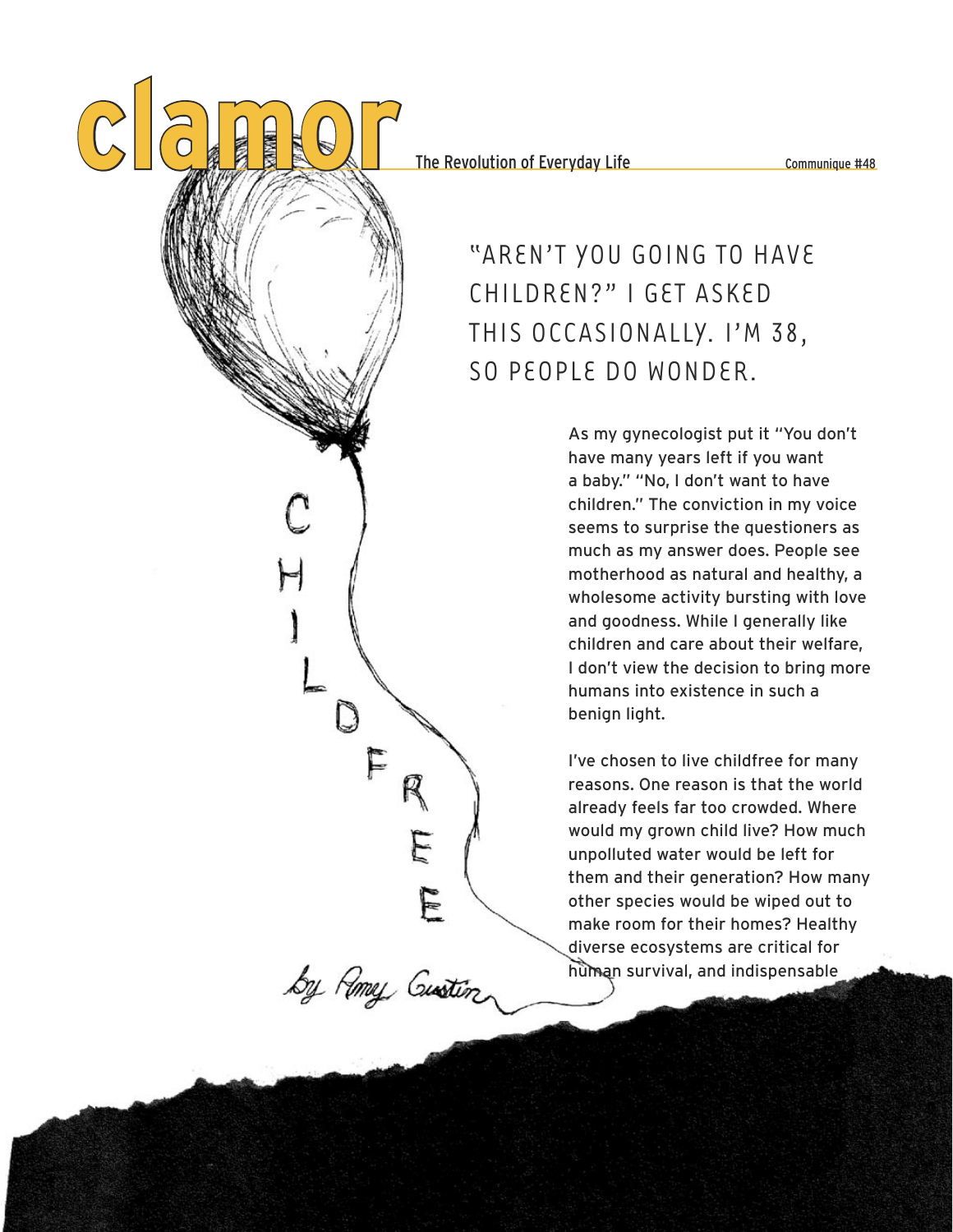# CHILDFREE

by Amy Gustin

"AREN'T YOU GOING TO HAVE CHILDREN?" I GET ASKED THIS OCCASIONALLY. I'M 38, SO PEOPLE DO WONDER.

As my gynecologist put it "You don't have many years left if you want a baby." "No, I don't want to have children." The conviction in my voice seems to surprise the questioners as much as my answer does. People see motherhood as natural and healthy, a wholesome activity bursting with love and goodness. While I generally like children and care about their welfare, I don't view the decision to bring more humans into existence in such a benign light.

I've chosen to live childfree for many reasons. One reason is that the world already feels far too crowded. Where would my grown child live? How much unpolluted water would be left for them and their generation? How many other species would be wiped out to make room for their homes? Healthy diverse ecosystems are critical for human survival, and indispensable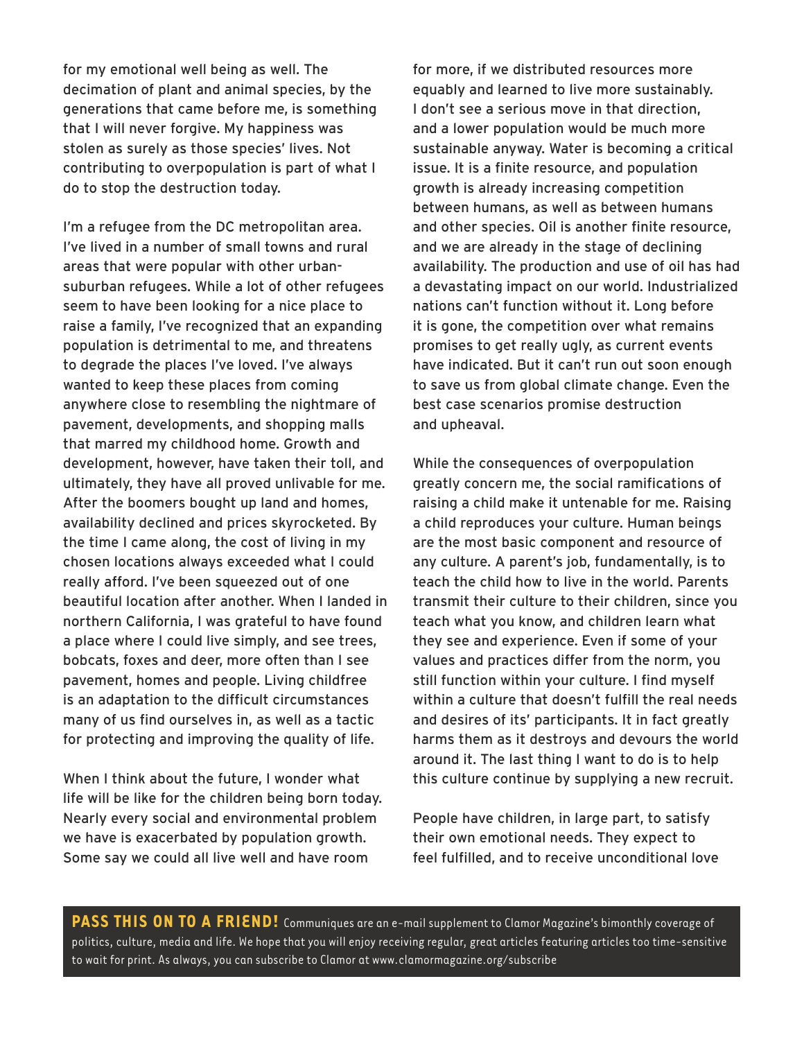for my emotional well being as well. The decimation of plant and animal species, by the generations that came before me, is something that I will never forgive. My happiness was stolen as surely as those species' lives. Not contributing to overpopulation is part of what I do to stop the destruction today.

I'm a refugee from the DC metropolitan area. I've lived in a number of small towns and rural areas that were popular with other urban-suburban refugees. While a lot of other refugees seem to have been looking for a nice place to raise a family, I've recognized that an expanding population is detrimental to me, and threatens to degrade the places I've loved. I've always wanted to keep these places from coming anywhere close to resembling the nightmare of pavement, developments, and shopping malls that marred my childhood home. Growth and development, however, have taken their toll, and ultimately, they have all proved unlivable for me. After the boomers bought up land and homes, availability declined and prices skyrocketed. By the time I came along, the cost of living in my chosen locations always exceeded what I could really afford. I've been squeezed out of one beautiful location after another. When I landed in northern California, I was grateful to have found a place where I could live simply, and see trees, bobcats, foxes and deer, more often than I see pavement, homes and people. Living childfree is an adaptation to the difficult circumstances many of us find ourselves in, as well as a tactic for protecting and improving the quality of life.

When I think about the future, I wonder what life will be like for the children being born today. Nearly every social and environmental problem we have is exacerbated by population growth. Some say we could all live well and have room for more, if we distributed resources more equably and learned to live more sustainably. I don't see a serious move in that direction, and a lower population would be much more sustainable anyway. Water is becoming a critical issue. It is a finite resource, and population growth is already increasing competition between humans, as well as between humans and other species. Oil is another finite resource, and we are already in the stage of declining availability. The production and use of oil has had a devastating impact on our world. Industrialized nations can't function without it. Long before it is gone, the competition over what remains promises to get really ugly, as current events have indicated. But it can't run out soon enough to save us from global climate change. Even the best case scenarios promise destruction and upheaval.

While the consequences of overpopulation greatly concern me, the social ramifications of raising a child make it untenable for me. Raising a child reproduces your culture. Human beings are the most basic component and resource of any culture. A parent's job, fundamentally, is to teach the child how to live in the world. Parents transmit their culture to their children, since you teach what you know, and children learn what they see and experience. Even if some of your values and practices differ from the norm, you still function within your culture. I find myself within a culture that doesn't fulfill the real needs and desires of its' participants. It in fact greatly harms them as it destroys and devours the world around it. The last thing I want to do is to help this culture continue by supplying a new recruit.

People have children, in large part, to satisfy their own emotional needs. They expect to feel fulfilled, and to receive unconditional love

**PASS THIS ON TO A FRIEND!** Communiques are an e-mail supplement to Clamor Magazine's bimonthly coverage of politics, culture, media and life. We hope that you will enjoy receiving regular, great articles featuring articles too time-sensitive to wait for print. As always, you can subscribe to Clamor at www.clamormagazine.org/subscribe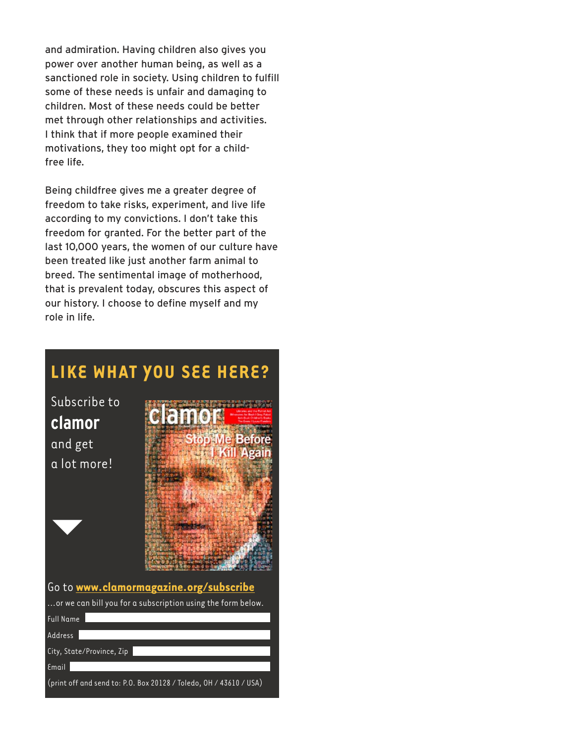and admiration. Having children also gives you power over another human being, as well as a sanctioned role in society. Using children to fulfill some of these needs is unfair and damaging to children. Most of these needs could be better met through other relationships and activities. I think that if more people examined their motivations, they too might opt for a child-free life.

Being childfree gives me a greater degree of freedom to take risks, experiment, and live life according to my convictions. I don't take this freedom for granted. For the better part of the last 10,000 years, the women of our culture have been treated like just another farm animal to breed. The sentimental image of motherhood, that is prevalent today, obscures this aspect of our history. I choose to define myself and my role in life.

## LIKE WHAT YOU SEE HERE?

Subscribe to **clamor** and get a lot more!

Go to **www.clamormagazine.org/subscribe**

...or we can bill you for a subscription using the form below.

Full Name

Address

City, State/Province, Zip

Email

(print off and send to: P.O. Box 20128 / Toledo, OH / 43610 / USA)